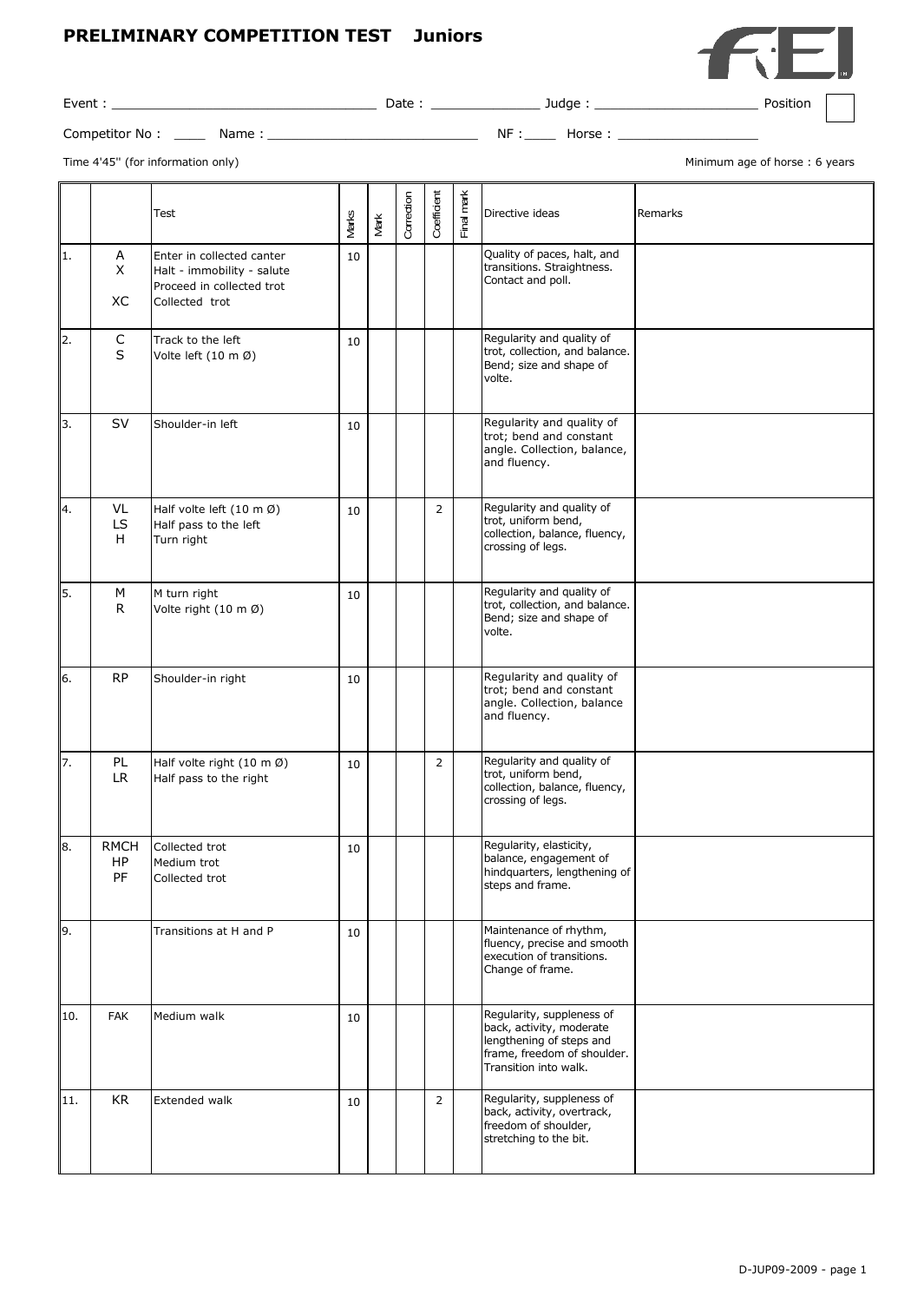# PRELIMINARY COMPETITION TEST Juniors

Event : ______________________________ Date : ____________ Judge : __________________ Position

Competitor No : ____ Name : ________________________ NF :____ Horse : ________________

Time 4'45'' (for information only)

Minimum age of horse : 6 years

| | | Test | Marks | Mark | Correction | Coefficient | Final mark | Directive ideas | Remarks |
|---|---|---|---|---|---|---|---|---|---|
| 1. | A<br>X<br><br>XC | Enter in collected canter<br>Halt - immobility - salute<br>Proceed in collected trot<br>Collected trot | 10 | | | | | Quality of paces, halt, and transitions. Straightness. Contact and poll. | |
| 2. | C<br>S | Track to the left<br>Volte left (10 m Ø) | 10 | | | | | Regularity and quality of trot, collection, and balance. Bend; size and shape of volte. | |
| 3. | SV | Shoulder-in left | 10 | | | | | Regularity and quality of trot; bend and constant angle. Collection, balance, and fluency. | |
| 4. | VL<br>LS<br>H | Half volte left (10 m Ø)<br>Half pass to the left<br>Turn right | 10 | | | 2 | | Regularity and quality of trot, uniform bend, collection, balance, fluency, crossing of legs. | |
| 5. | M<br>R | M turn right<br>Volte right (10 m Ø) | 10 | | | | | Regularity and quality of trot, collection, and balance. Bend; size and shape of volte. | |
| 6. | RP | Shoulder-in right | 10 | | | | | Regularity and quality of trot; bend and constant angle. Collection, balance and fluency. | |
| 7. | PL<br>LR | Half volte right (10 m Ø)<br>Half pass to the right | 10 | | | 2 | | Regularity and quality of trot, uniform bend, collection, balance, fluency, crossing of legs. | |
| 8. | RMCH<br>HP<br>PF | Collected trot<br>Medium trot<br>Collected trot | 10 | | | | | Regularity, elasticity, balance, engagement of hindquarters, lengthening of steps and frame. | |
| 9. | | Transitions at H and P | 10 | | | | | Maintenance of rhythm, fluency, precise and smooth execution of transitions. Change of frame. | |
| 10. | FAK | Medium walk | 10 | | | | | Regularity, suppleness of back, activity, moderate lengthening of steps and frame, freedom of shoulder. Transition into walk. | |
| 11. | KR | Extended walk | 10 | | | 2 | | Regularity, suppleness of back, activity, overtrack, freedom of shoulder, stretching to the bit. | |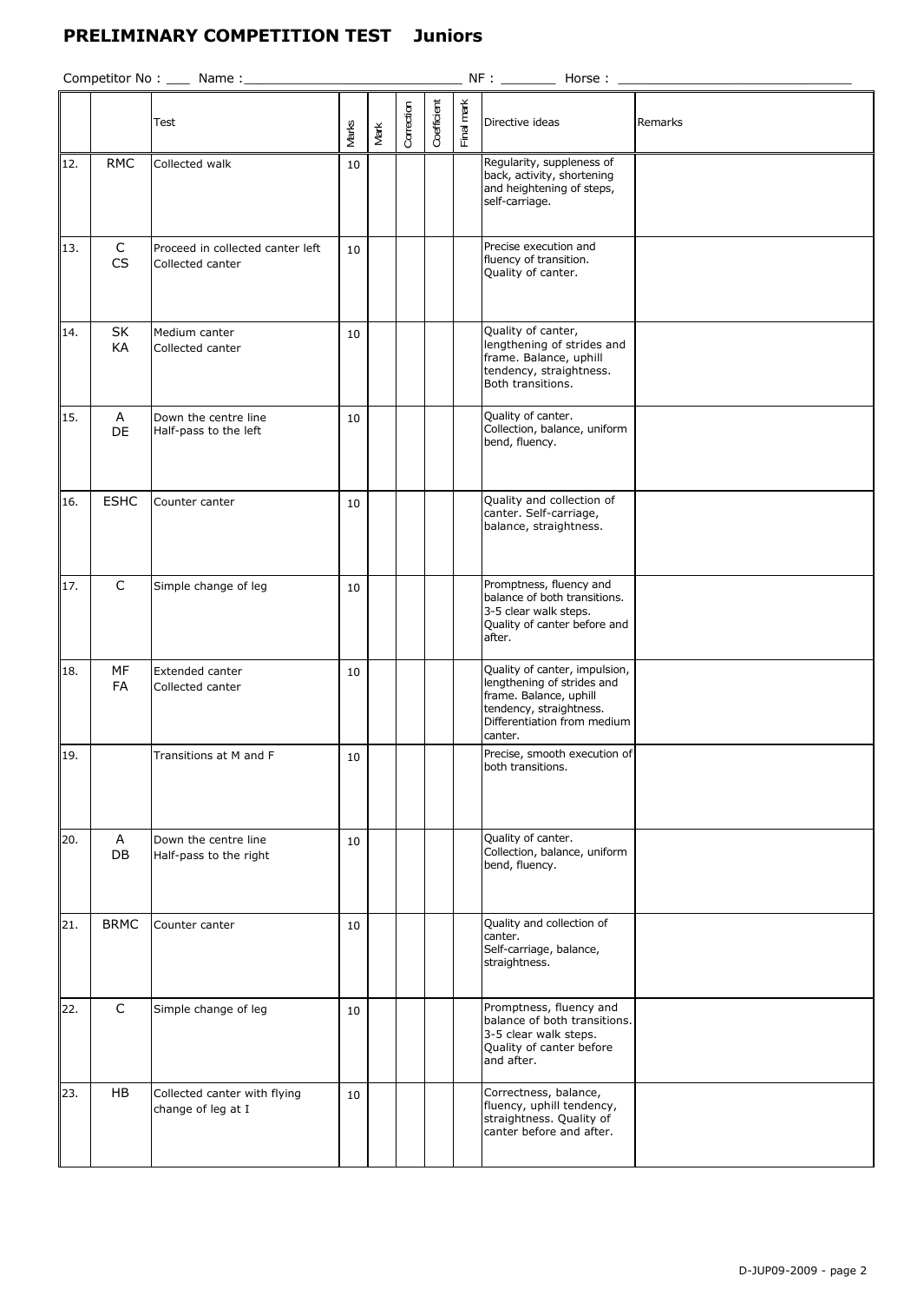# PRELIMINARY COMPETITION TEST Juniors

Competitor No : ___ Name :____________________________ NF : _______ Horse : ______________________________

| | | Test | Marks | Mark | Correction | Coefficient | Final mark | Directive ideas | Remarks |
|---|---|---|---|---|---|---|---|---|---|
| 12. | RMC | Collected walk | 10 | | | | | Regularity, suppleness of back, activity, shortening and heightening of steps, self-carriage. | |
| 13. | C<br>CS | Proceed in collected canter left<br>Collected canter | 10 | | | | | Precise execution and fluency of transition. Quality of canter. | |
| 14. | SK<br>KA | Medium canter<br>Collected canter | 10 | | | | | Quality of canter, lengthening of strides and frame. Balance, uphill tendency, straightness. Both transitions. | |
| 15. | A<br>DE | Down the centre line<br>Half-pass to the left | 10 | | | | | Quality of canter. Collection, balance, uniform bend, fluency. | |
| 16. | ESHC | Counter canter | 10 | | | | | Quality and collection of canter. Self-carriage, balance, straightness. | |
| 17. | C | Simple change of leg | 10 | | | | | Promptness, fluency and balance of both transitions. 3-5 clear walk steps. Quality of canter before and after. | |
| 18. | MF<br>FA | Extended canter<br>Collected canter | 10 | | | | | Quality of canter, impulsion, lengthening of strides and frame. Balance, uphill tendency, straightness. Differentiation from medium canter. | |
| 19. | | Transitions at M and F | 10 | | | | | Precise, smooth execution of both transitions. | |
| 20. | A<br>DB | Down the centre line<br>Half-pass to the right | 10 | | | | | Quality of canter. Collection, balance, uniform bend, fluency. | |
| 21. | BRMC | Counter canter | 10 | | | | | Quality and collection of canter. Self-carriage, balance, straightness. | |
| 22. | C | Simple change of leg | 10 | | | | | Promptness, fluency and balance of both transitions. 3-5 clear walk steps. Quality of canter before and after. | |
| 23. | HB | Collected canter with flying change of leg at I | 10 | | | | | Correctness, balance, fluency, uphill tendency, straightness. Quality of canter before and after. | |

D-JUP09-2009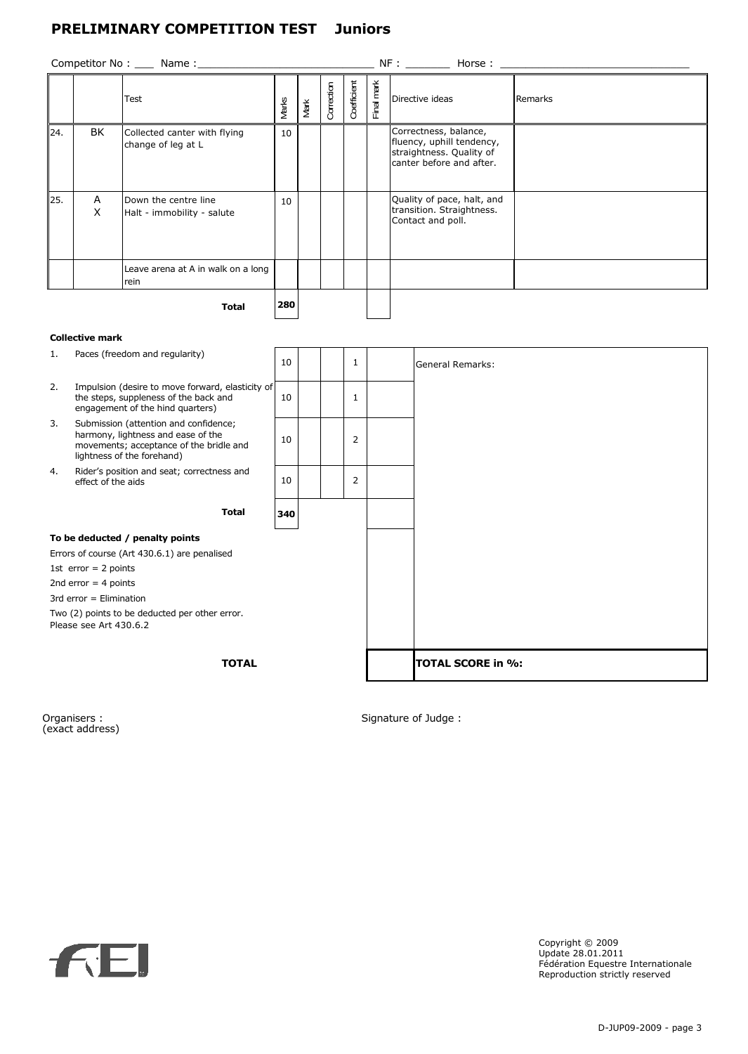# PRELIMINARY COMPETITION TEST Juniors

Competitor No : ___ Name :___________________________ NF : _______ Horse : _____________________________

| | | Test | Marks | Mark | Correction | Coefficient | Final mark | Directive ideas | Remarks |
|---|---|---|---|---|---|---|---|---|---|
| 24. | BK | Collected canter with flying change of leg at L | 10 | | | | | Correctness, balance, fluency, uphill tendency, straightness. Quality of canter before and after. | |
| 25. | A<br>X | Down the centre line<br>Halt - immobility - salute | 10 | | | | | Quality of pace, halt, and transition. Straightness. Contact and poll. | |
| | | Leave arena at A in walk on a long rein | | | | | | | |
| | | **Total** | **280** | | | | | | |

**Collective mark**

| | | Marks | Mark | Correction | Coefficient | Final mark | |
|---|---|---|---|---|---|---|---|
| 1. | Paces (freedom and regularity) | 10 | | | 1 | | General Remarks: |
| 2. | Impulsion (desire to move forward, elasticity of the steps, suppleness of the back and engagement of the hind quarters) | 10 | | | 1 | | |
| 3. | Submission (attention and confidence; harmony, lightness and ease of the movements; acceptance of the bridle and lightness of the forehand) | 10 | | | 2 | | |
| 4. | Rider's position and seat; correctness and effect of the aids | 10 | | | 2 | | |
| | **Total** | **340** | | | | | |

**To be deducted / penalty points**

Errors of course (Art 430.6.1) are penalised

1st error = 2 points

2nd error = 4 points

3rd error = Elimination

Two (2) points to be deducted per other error.
Please see Art 430.6.2

**TOTAL** | **TOTAL SCORE in %:**

Organisers :
(exact address)

Signature of Judge :

Copyright © 2009
Update 28.01.2011
Fédération Equestre Internationale
Reproduction strictly reserved

D-JUP09-2009 - page 3